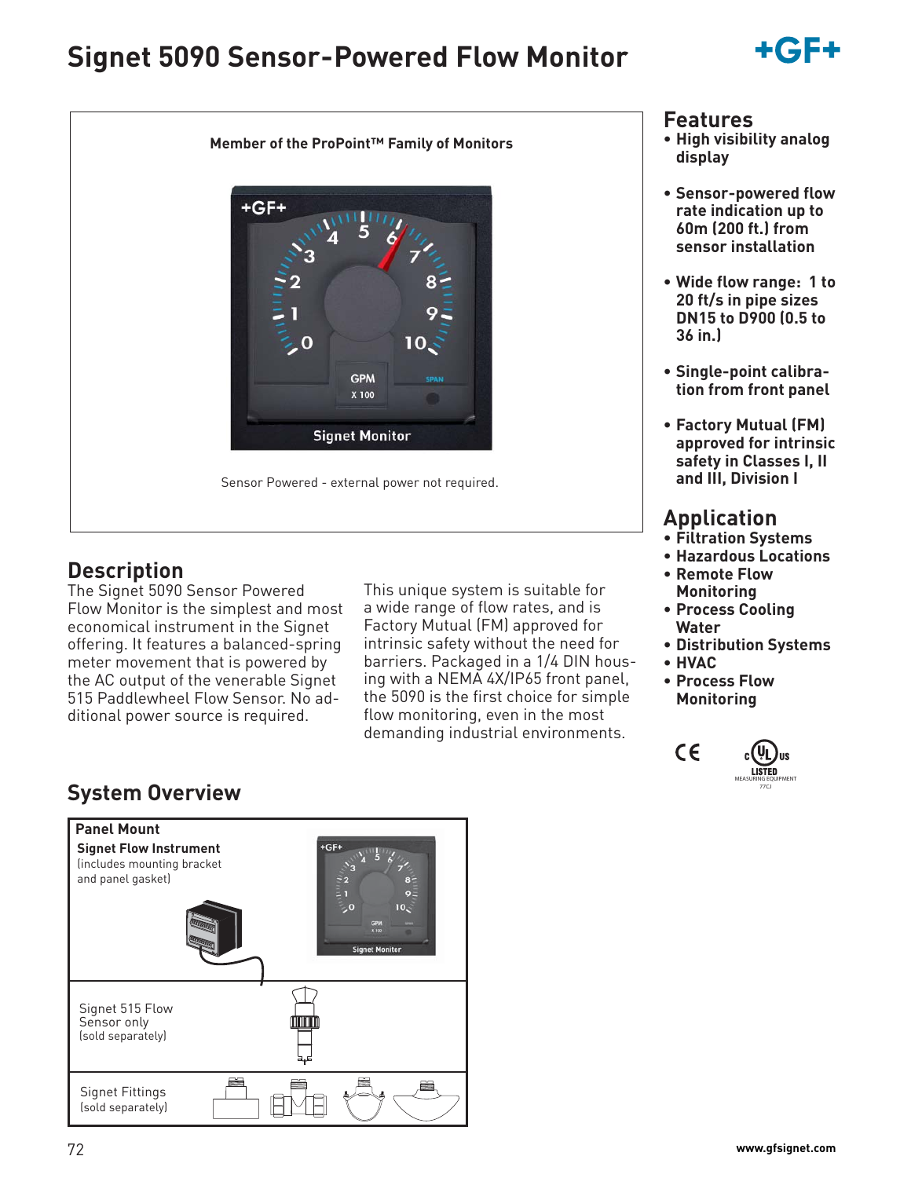# Signet 5090 Sensor-Powered Flow Monitor

**Member of the ProPoint™ Family of Monitors**

Sensor Powered - external power not required.

## Description

The Signet 5090 Sensor Powered Flow Monitor is the simplest and most economical instrument in the Signet offering. It features a balanced-spring meter movement that is powered by the AC output of the venerable Signet 515 Paddlewheel Flow Sensor. No additional power source is required.

This unique system is suitable for a wide range of flow rates, and is Factory Mutual (FM) approved for intrinsic safety without the need for barriers. Packaged in a 1/4 DIN housing with a NEMA 4X/IP65 front panel, the 5090 is the first choice for simple flow monitoring, even in the most demanding industrial environments.

## Features

- **High visibility analog display**
- **Sensor-powered flow rate indication up to 60m (200 ft.) from sensor installation**
- **Wide flow range: 1 to 20 ft/s in pipe sizes DN15 to D900 (0.5 to 36 in.)**
- **Single-point calibration from front panel**
- **Factory Mutual (FM) approved for intrinsic safety in Classes I, II and III, Division I**

## Application

- **Filtration Systems**
- **Hazardous Locations**
- **Remote Flow Monitoring**
- **Process Cooling Water**
- **Distribution Systems**
- **HVAC**
- **Process Flow Monitoring**

## System Overview

**Panel Mount**

**Signet Flow Instrument**
(includes mounting bracket and panel gasket)

Signet 515 Flow Sensor only
(sold separately)

Signet Fittings
(sold separately)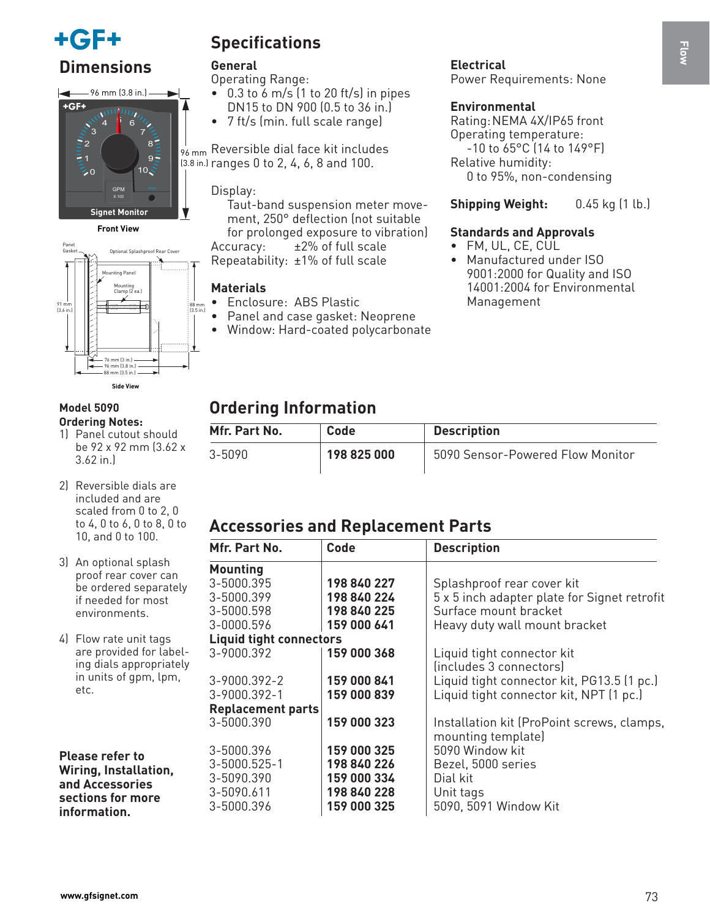# Dimensions

96 mm (3.8 in.)

96 mm (3.8 in.)

Front View

Panel Gasket

Optional Splashproof Rear Cover

Mounting Panel

Mounting Clamp (2 ea.)

91 mm (3.6 in.)

88 mm (3.5 in.)

76 mm (3 in.)

96 mm (3.8 in.)

88 mm (3.5 in.)

Side View

### Model 5090

**Ordering Notes:**

1) Panel cutout should be 92 x 92 mm (3.62 x 3.62 in.)

2) Reversible dials are included and are scaled from 0 to 2, 0 to 4, 0 to 6, 0 to 8, 0 to 10, and 0 to 100.

3) An optional splash proof rear cover can be ordered separately if needed for most environments.

4) Flow rate unit tags are provided for labeling dials appropriately in units of gpm, lpm, etc.

**Please refer to Wiring, Installation, and Accessories sections for more information.**

# Specifications

### General

Operating Range:
- 0.3 to 6 m/s (1 to 20 ft/s) in pipes DN15 to DN 900 (0.5 to 36 in.)
- 7 ft/s (min. full scale range)

Reversible dial face kit includes ranges 0 to 2, 4, 6, 8 and 100.

Display:
Taut-band suspension meter movement, 250° deflection (not suitable for prolonged exposure to vibration)
Accuracy: ±2% of full scale
Repeatability: ±1% of full scale

### Materials

- Enclosure: ABS Plastic
- Panel and case gasket: Neoprene
- Window: Hard-coated polycarbonate

### Electrical

Power Requirements: None

### Environmental

Rating: NEMA 4X/IP65 front
Operating temperature:
-10 to 65°C (14 to 149°F)
Relative humidity:
0 to 95%, non-condensing

**Shipping Weight:** 0.45 kg (1 lb.)

### Standards and Approvals

- FM, UL, CE, CUL
- Manufactured under ISO 9001:2000 for Quality and ISO 14001:2004 for Environmental Management

## Ordering Information

| Mfr. Part No. | Code | Description |
|---|---|---|
| 3-5090 | **198 825 000** | 5090 Sensor-Powered Flow Monitor |

## Accessories and Replacement Parts

| Mfr. Part No. | Code | Description |
|---|---|---|
| **Mounting** | | |
| 3-5000.395 | **198 840 227** | Splashproof rear cover kit |
| 3-5000.399 | **198 840 224** | 5 x 5 inch adapter plate for Signet retrofit |
| 3-5000.598 | **198 840 225** | Surface mount bracket |
| 3-0000.596 | **159 000 641** | Heavy duty wall mount bracket |
| **Liquid tight connectors** | | |
| 3-9000.392 | **159 000 368** | Liquid tight connector kit (includes 3 connectors) |
| 3-9000.392-2 | **159 000 841** | Liquid tight connector kit, PG13.5 (1 pc.) |
| 3-9000.392-1 | **159 000 839** | Liquid tight connector kit, NPT (1 pc.) |
| **Replacement parts** | | |
| 3-5000.390 | **159 000 323** | Installation kit (ProPoint screws, clamps, mounting template) |
| 3-5000.396 | **159 000 325** | 5090 Window kit |
| 3-5000.525-1 | **198 840 226** | Bezel, 5000 series |
| 3-5090.390 | **159 000 334** | Dial kit |
| 3-5090.611 | **198 840 228** | Unit tags |
| 3-5000.396 | **159 000 325** | 5090, 5091 Window Kit |

www.gfsignet.com